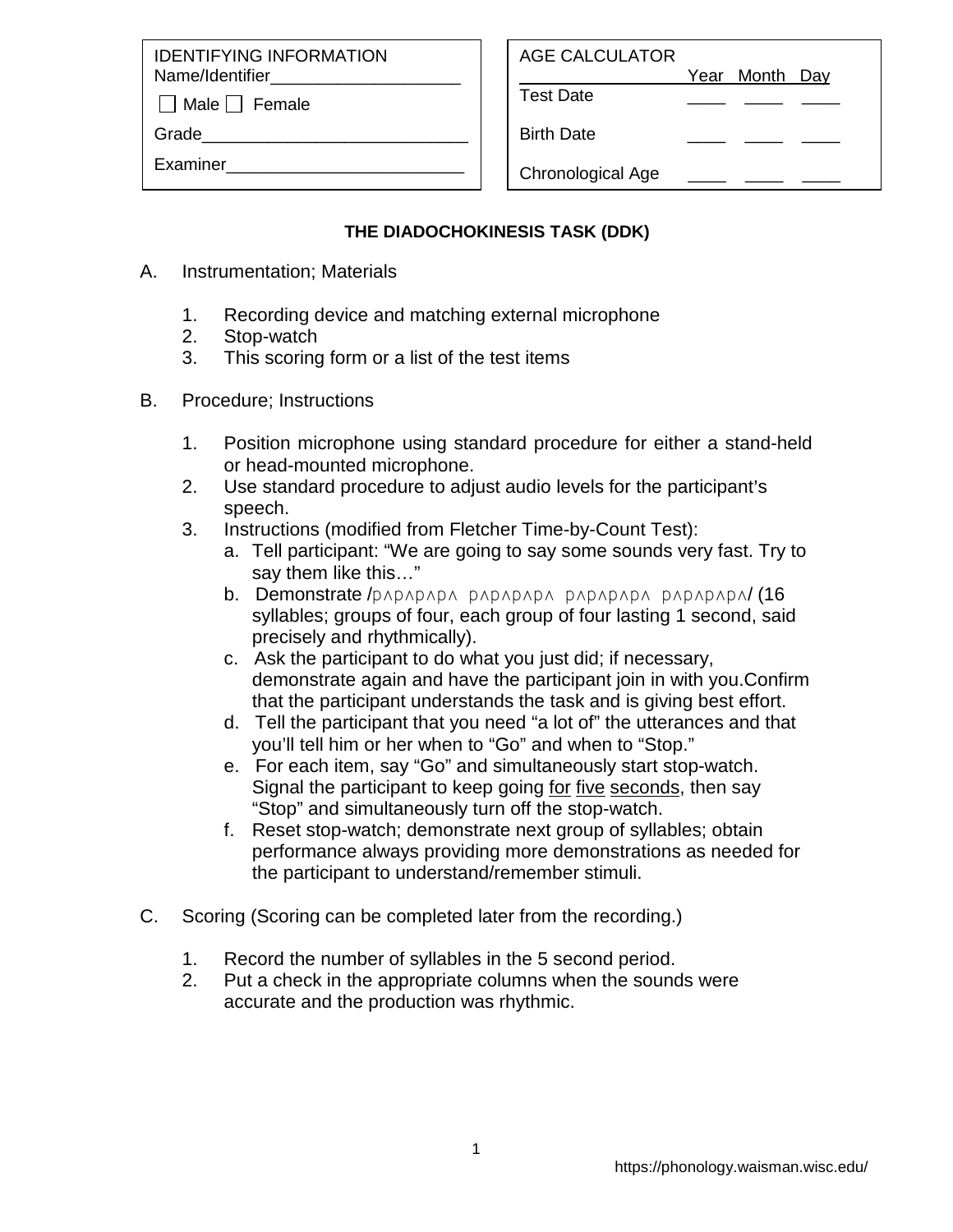| IDENTIFYING INFORMATION |
|---|
| Name/Identifier____________________ |
| ☐ Male ☐ Female |
| Grade____________________________ |
| Examiner_________________________ |

| AGE CALCULATOR | Year | Month | Day |
|---|---|---|---|
| Test Date | ____ | ____ | ____ |
| Birth Date | ____ | ____ | ____ |
| Chronological Age | ____ | ____ | ____ |

**THE DIADOCHOKINESIS TASK (DDK)**

A. Instrumentation; Materials

1. Recording device and matching external microphone
2. Stop-watch
3. This scoring form or a list of the test items

B. Procedure; Instructions

1. Position microphone using standard procedure for either a stand-held or head-mounted microphone.
2. Use standard procedure to adjust audio levels for the participant's speech.
3. Instructions (modified from Fletcher Time-by-Count Test):
   a. Tell participant: "We are going to say some sounds very fast. Try to say them like this…"
   b. Demonstrate /pʌpʌpʌpʌ pʌpʌpʌpʌ pʌpʌpʌpʌ pʌpʌpʌpʌ/ (16 syllables; groups of four, each group of four lasting 1 second, said precisely and rhythmically).
   c. Ask the participant to do what you just did; if necessary, demonstrate again and have the participant join in with you.Confirm that the participant understands the task and is giving best effort.
   d. Tell the participant that you need "a lot of" the utterances and that you'll tell him or her when to "Go" and when to "Stop."
   e. For each item, say "Go" and simultaneously start stop-watch. Signal the participant to keep going <u>for</u> <u>five</u> <u>seconds</u>, then say "Stop" and simultaneously turn off the stop-watch.
   f. Reset stop-watch; demonstrate next group of syllables; obtain performance always providing more demonstrations as needed for the participant to understand/remember stimuli.

C. Scoring (Scoring can be completed later from the recording.)

1. Record the number of syllables in the 5 second period.
2. Put a check in the appropriate columns when the sounds were accurate and the production was rhythmic.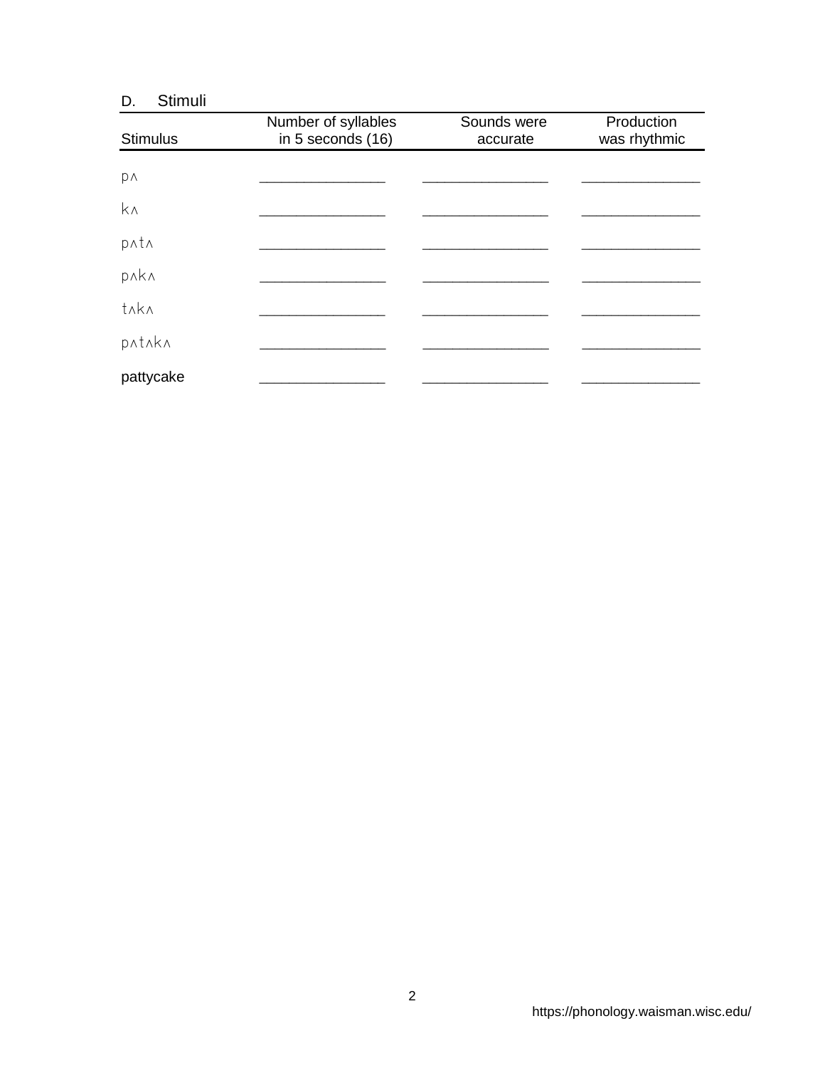D. Stimuli

| Stimulus | Number of syllables in 5 seconds (16) | Sounds were accurate | Production was rhythmic |
|---|---|---|---|
| pʌ | ________________ | ________________ | ________________ |
| kʌ | ________________ | ________________ | ________________ |
| pʌtʌ | ________________ | ________________ | ________________ |
| pʌkʌ | ________________ | ________________ | ________________ |
| tʌkʌ | ________________ | ________________ | ________________ |
| pʌtʌkʌ | ________________ | ________________ | ________________ |
| pattycake | ________________ | ________________ | ________________ |

https://phonology.waisman.wisc.edu/